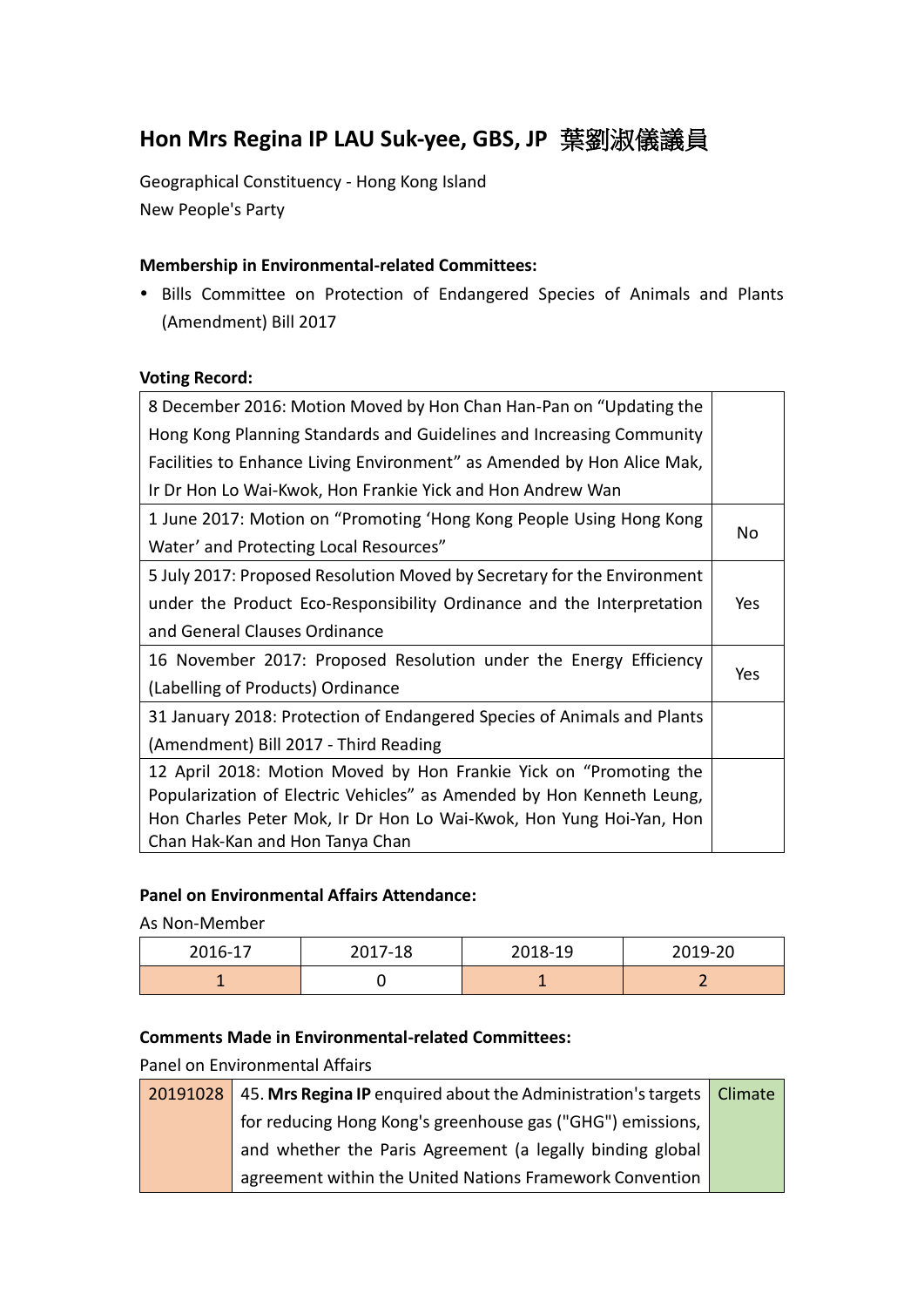# Hon Mrs Regina IP LAU Suk-yee, GBS, JP 葉劉淑儀議員

Geographical Constituency - Hong Kong Island
New People's Party

**Membership in Environmental-related Committees:**

- Bills Committee on Protection of Endangered Species of Animals and Plants (Amendment) Bill 2017

**Voting Record:**

| | |
|---|---|
| 8 December 2016: Motion Moved by Hon Chan Han-Pan on "Updating the Hong Kong Planning Standards and Guidelines and Increasing Community Facilities to Enhance Living Environment" as Amended by Hon Alice Mak, Ir Dr Hon Lo Wai-Kwok, Hon Frankie Yick and Hon Andrew Wan | |
| 1 June 2017: Motion on "Promoting 'Hong Kong People Using Hong Kong Water' and Protecting Local Resources" | No |
| 5 July 2017: Proposed Resolution Moved by Secretary for the Environment under the Product Eco-Responsibility Ordinance and the Interpretation and General Clauses Ordinance | Yes |
| 16 November 2017: Proposed Resolution under the Energy Efficiency (Labelling of Products) Ordinance | Yes |
| 31 January 2018: Protection of Endangered Species of Animals and Plants (Amendment) Bill 2017 - Third Reading | |
| 12 April 2018: Motion Moved by Hon Frankie Yick on "Promoting the Popularization of Electric Vehicles" as Amended by Hon Kenneth Leung, Hon Charles Peter Mok, Ir Dr Hon Lo Wai-Kwok, Hon Yung Hoi-Yan, Hon Chan Hak-Kan and Hon Tanya Chan | |

**Panel on Environmental Affairs Attendance:**

As Non-Member

| 2016-17 | 2017-18 | 2018-19 | 2019-20 |
|---|---|---|---|
| 1 | 0 | 1 | 2 |

**Comments Made in Environmental-related Committees:**

Panel on Environmental Affairs

| | | |
|---|---|---|
| 20191028 | 45. **Mrs Regina IP** enquired about the Administration's targets for reducing Hong Kong's greenhouse gas ("GHG") emissions, and whether the Paris Agreement (a legally binding global agreement within the United Nations Framework Convention | Climate |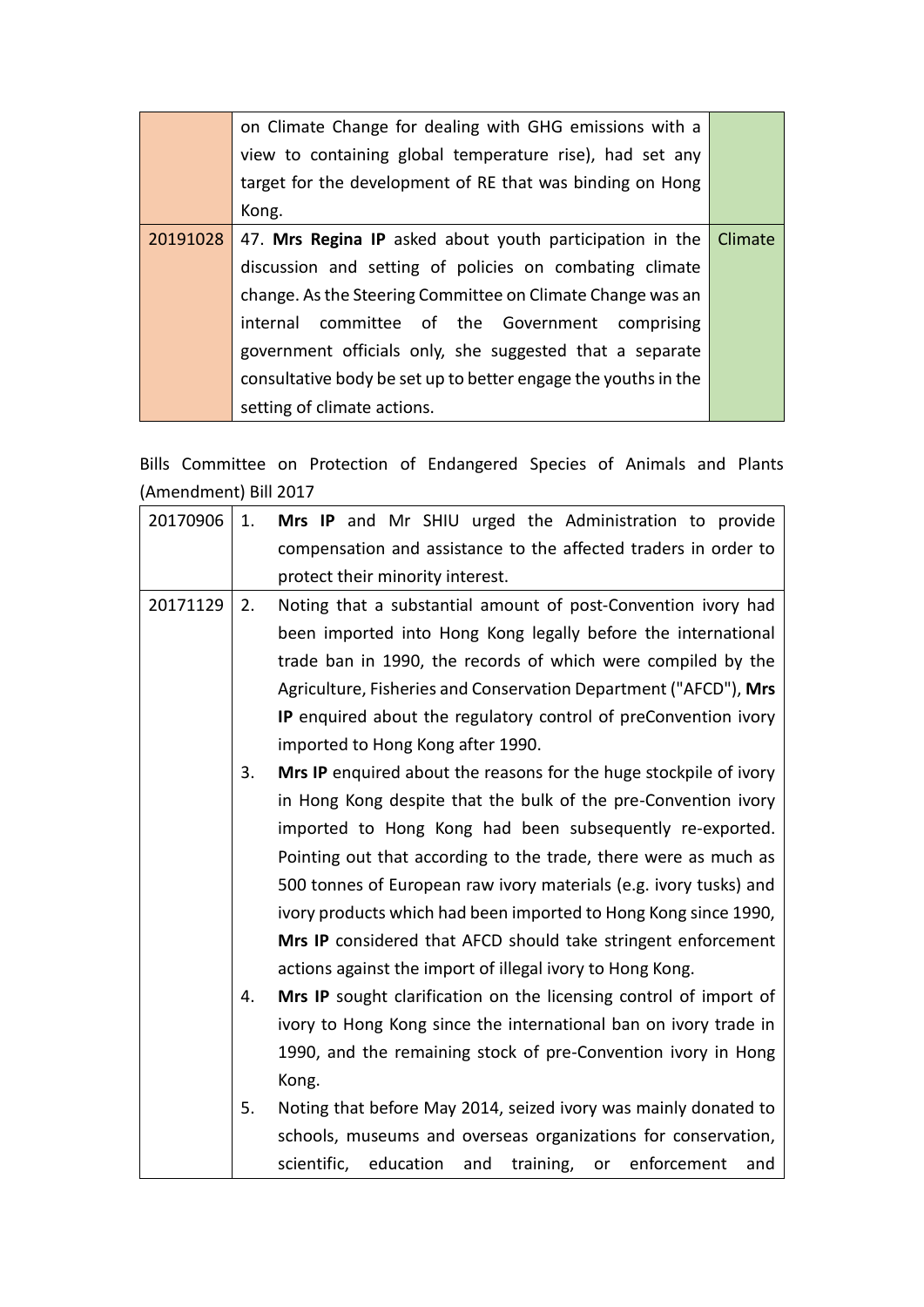|  | on Climate Change for dealing with GHG emissions with a view to containing global temperature rise), had set any target for the development of RE that was binding on Hong Kong. |  |
|---|---|---|
| 20191028 | 47. **Mrs Regina IP** asked about youth participation in the discussion and setting of policies on combating climate change. As the Steering Committee on Climate Change was an internal committee of the Government comprising government officials only, she suggested that a separate consultative body be set up to better engage the youths in the setting of climate actions. | Climate |

Bills Committee on Protection of Endangered Species of Animals and Plants (Amendment) Bill 2017

| 20170906 | 1. **Mrs IP** and Mr SHIU urged the Administration to provide compensation and assistance to the affected traders in order to protect their minority interest. |
|---|---|
| 20171129 | 2. Noting that a substantial amount of post-Convention ivory had been imported into Hong Kong legally before the international trade ban in 1990, the records of which were compiled by the Agriculture, Fisheries and Conservation Department ("AFCD"), **Mrs IP** enquired about the regulatory control of preConvention ivory imported to Hong Kong after 1990.<br>3. **Mrs IP** enquired about the reasons for the huge stockpile of ivory in Hong Kong despite that the bulk of the pre-Convention ivory imported to Hong Kong had been subsequently re-exported. Pointing out that according to the trade, there were as much as 500 tonnes of European raw ivory materials (e.g. ivory tusks) and ivory products which had been imported to Hong Kong since 1990, **Mrs IP** considered that AFCD should take stringent enforcement actions against the import of illegal ivory to Hong Kong.<br>4. **Mrs IP** sought clarification on the licensing control of import of ivory to Hong Kong since the international ban on ivory trade in 1990, and the remaining stock of pre-Convention ivory in Hong Kong.<br>5. Noting that before May 2014, seized ivory was mainly donated to schools, museums and overseas organizations for conservation, scientific, education and training, or enforcement and |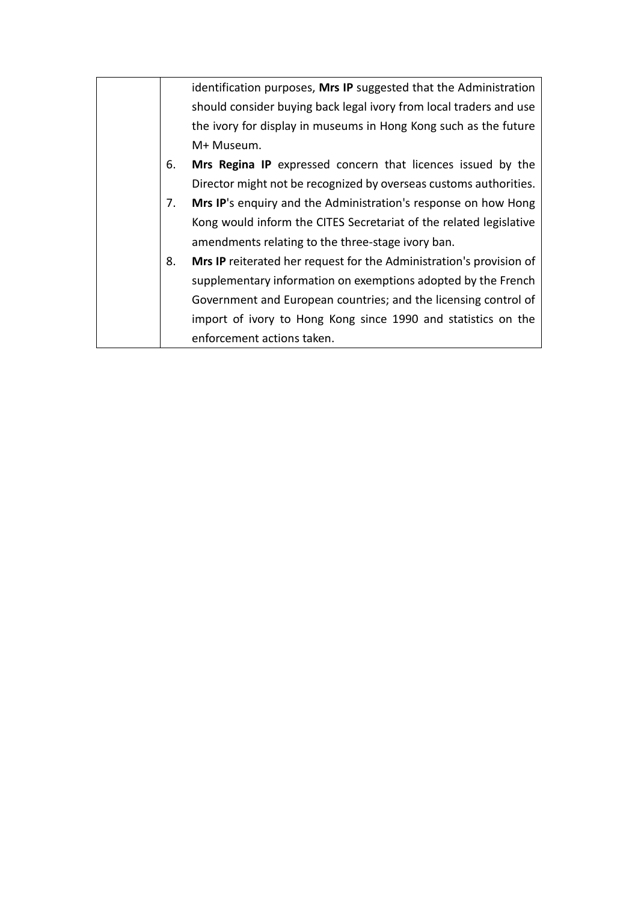| | |
|---|---|
| | identification purposes, **Mrs IP** suggested that the Administration should consider buying back legal ivory from local traders and use the ivory for display in museums in Hong Kong such as the future M+ Museum.<br>6. **Mrs Regina IP** expressed concern that licences issued by the Director might not be recognized by overseas customs authorities.<br>7. **Mrs IP**'s enquiry and the Administration's response on how Hong Kong would inform the CITES Secretariat of the related legislative amendments relating to the three-stage ivory ban.<br>8. **Mrs IP** reiterated her request for the Administration's provision of supplementary information on exemptions adopted by the French Government and European countries; and the licensing control of import of ivory to Hong Kong since 1990 and statistics on the enforcement actions taken. |